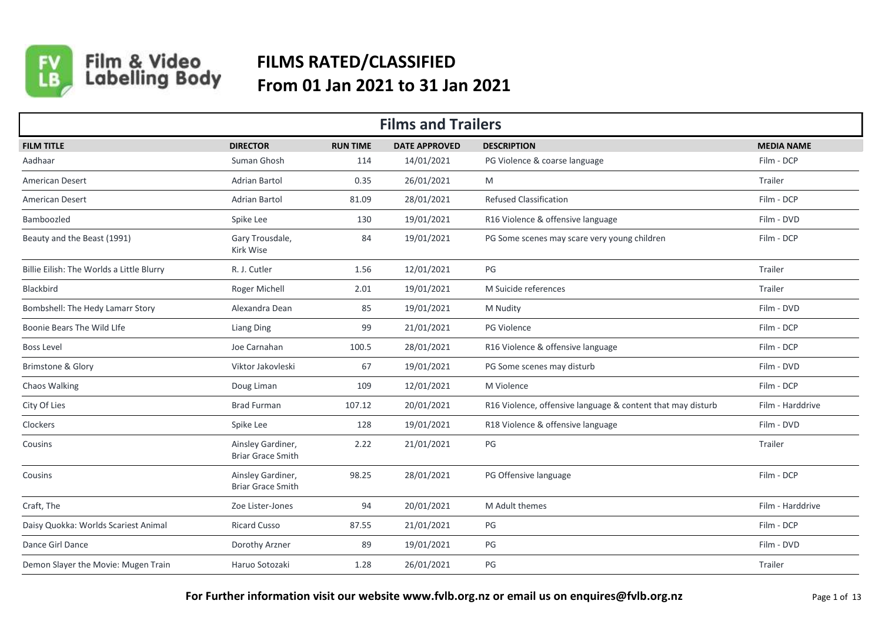Film & Video Labelling Body

# FILMS RATED/CLASSIFIED
# From 01 Jan 2021 to 31 Jan 2021

## Films and Trailers

| FILM TITLE | DIRECTOR | RUN TIME | DATE APPROVED | DESCRIPTION | MEDIA NAME |
|---|---|---|---|---|---|
| Aadhaar | Suman Ghosh | 114 | 14/01/2021 | PG Violence & coarse language | Film - DCP |
| American Desert | Adrian Bartol | 0.35 | 26/01/2021 | M | Trailer |
| American Desert | Adrian Bartol | 81.09 | 28/01/2021 | Refused Classification | Film - DCP |
| Bamboozled | Spike Lee | 130 | 19/01/2021 | R16 Violence & offensive language | Film - DVD |
| Beauty and the Beast (1991) | Gary Trousdale, Kirk Wise | 84 | 19/01/2021 | PG Some scenes may scare very young children | Film - DCP |
| Billie Eilish: The Worlds a Little Blurry | R. J. Cutler | 1.56 | 12/01/2021 | PG | Trailer |
| Blackbird | Roger Michell | 2.01 | 19/01/2021 | M Suicide references | Trailer |
| Bombshell: The Hedy Lamarr Story | Alexandra Dean | 85 | 19/01/2021 | M Nudity | Film - DVD |
| Boonie Bears The Wild LIfe | Liang Ding | 99 | 21/01/2021 | PG Violence | Film - DCP |
| Boss Level | Joe Carnahan | 100.5 | 28/01/2021 | R16 Violence & offensive language | Film - DCP |
| Brimstone & Glory | Viktor Jakovleski | 67 | 19/01/2021 | PG Some scenes may disturb | Film - DVD |
| Chaos Walking | Doug Liman | 109 | 12/01/2021 | M Violence | Film - DCP |
| City Of Lies | Brad Furman | 107.12 | 20/01/2021 | R16 Violence, offensive language & content that may disturb | Film - Harddrive |
| Clockers | Spike Lee | 128 | 19/01/2021 | R18 Violence & offensive language | Film - DVD |
| Cousins | Ainsley Gardiner, Briar Grace Smith | 2.22 | 21/01/2021 | PG | Trailer |
| Cousins | Ainsley Gardiner, Briar Grace Smith | 98.25 | 28/01/2021 | PG Offensive language | Film - DCP |
| Craft, The | Zoe Lister-Jones | 94 | 20/01/2021 | M Adult themes | Film - Harddrive |
| Daisy Quokka: Worlds Scariest Animal | Ricard Cusso | 87.55 | 21/01/2021 | PG | Film - DCP |
| Dance Girl Dance | Dorothy Arzner | 89 | 19/01/2021 | PG | Film - DVD |
| Demon Slayer the Movie: Mugen Train | Haruo Sotozaki | 1.28 | 26/01/2021 | PG | Trailer |

**For Further information visit our website www.fvlb.org.nz or email us on enquires@fvlb.org.nz**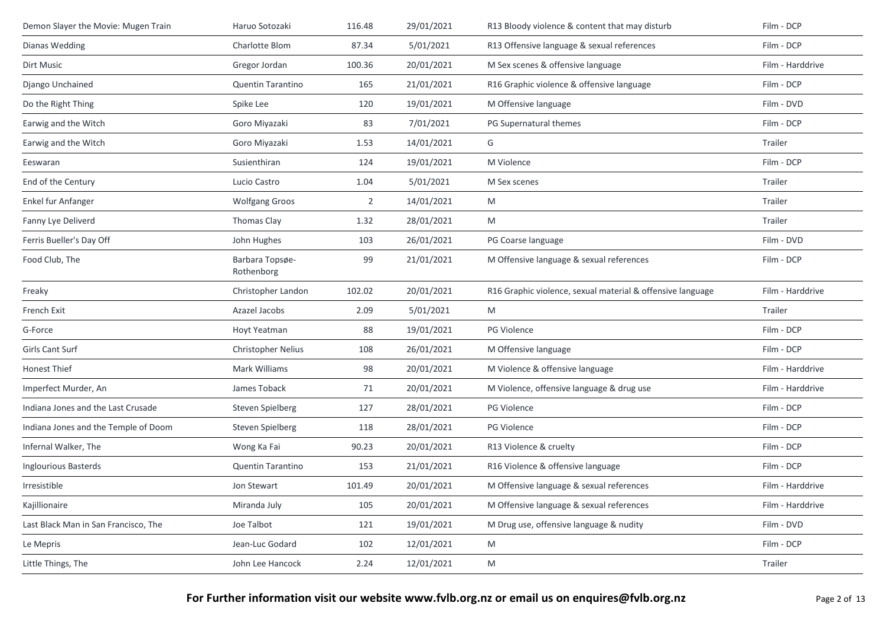| Demon Slayer the Movie: Mugen Train | Haruo Sotozaki | 116.48 | 29/01/2021 | R13 Bloody violence & content that may disturb | Film - DCP |
|---|---|---|---|---|---|
| Dianas Wedding | Charlotte Blom | 87.34 | 5/01/2021 | R13 Offensive language & sexual references | Film - DCP |
| Dirt Music | Gregor Jordan | 100.36 | 20/01/2021 | M Sex scenes & offensive language | Film - Harddrive |
| Django Unchained | Quentin Tarantino | 165 | 21/01/2021 | R16 Graphic violence & offensive language | Film - DCP |
| Do the Right Thing | Spike Lee | 120 | 19/01/2021 | M Offensive language | Film - DVD |
| Earwig and the Witch | Goro Miyazaki | 83 | 7/01/2021 | PG Supernatural themes | Film - DCP |
| Earwig and the Witch | Goro Miyazaki | 1.53 | 14/01/2021 | G | Trailer |
| Eeswaran | Susienthiran | 124 | 19/01/2021 | M Violence | Film - DCP |
| End of the Century | Lucio Castro | 1.04 | 5/01/2021 | M Sex scenes | Trailer |
| Enkel fur Anfanger | Wolfgang Groos | 2 | 14/01/2021 | M | Trailer |
| Fanny Lye Deliverd | Thomas Clay | 1.32 | 28/01/2021 | M | Trailer |
| Ferris Bueller's Day Off | John Hughes | 103 | 26/01/2021 | PG Coarse language | Film - DVD |
| Food Club, The | Barbara Topsøe-Rothenborg | 99 | 21/01/2021 | M Offensive language & sexual references | Film - DCP |
| Freaky | Christopher Landon | 102.02 | 20/01/2021 | R16 Graphic violence, sexual material & offensive language | Film - Harddrive |
| French Exit | Azazel Jacobs | 2.09 | 5/01/2021 | M | Trailer |
| G-Force | Hoyt Yeatman | 88 | 19/01/2021 | PG Violence | Film - DCP |
| Girls Cant Surf | Christopher Nelius | 108 | 26/01/2021 | M Offensive language | Film - DCP |
| Honest Thief | Mark Williams | 98 | 20/01/2021 | M Violence & offensive language | Film - Harddrive |
| Imperfect Murder, An | James Toback | 71 | 20/01/2021 | M Violence, offensive language & drug use | Film - Harddrive |
| Indiana Jones and the Last Crusade | Steven Spielberg | 127 | 28/01/2021 | PG Violence | Film - DCP |
| Indiana Jones and the Temple of Doom | Steven Spielberg | 118 | 28/01/2021 | PG Violence | Film - DCP |
| Infernal Walker, The | Wong Ka Fai | 90.23 | 20/01/2021 | R13 Violence & cruelty | Film - DCP |
| Inglourious Basterds | Quentin Tarantino | 153 | 21/01/2021 | R16 Violence & offensive language | Film - DCP |
| Irresistible | Jon Stewart | 101.49 | 20/01/2021 | M Offensive language & sexual references | Film - Harddrive |
| Kajillionaire | Miranda July | 105 | 20/01/2021 | M Offensive language & sexual references | Film - Harddrive |
| Last Black Man in San Francisco, The | Joe Talbot | 121 | 19/01/2021 | M Drug use, offensive language & nudity | Film - DVD |
| Le Mepris | Jean-Luc Godard | 102 | 12/01/2021 | M | Film - DCP |
| Little Things, The | John Lee Hancock | 2.24 | 12/01/2021 | M | Trailer |

**For Further information visit our website www.fvlb.org.nz or email us on enquires@fvlb.org.nz**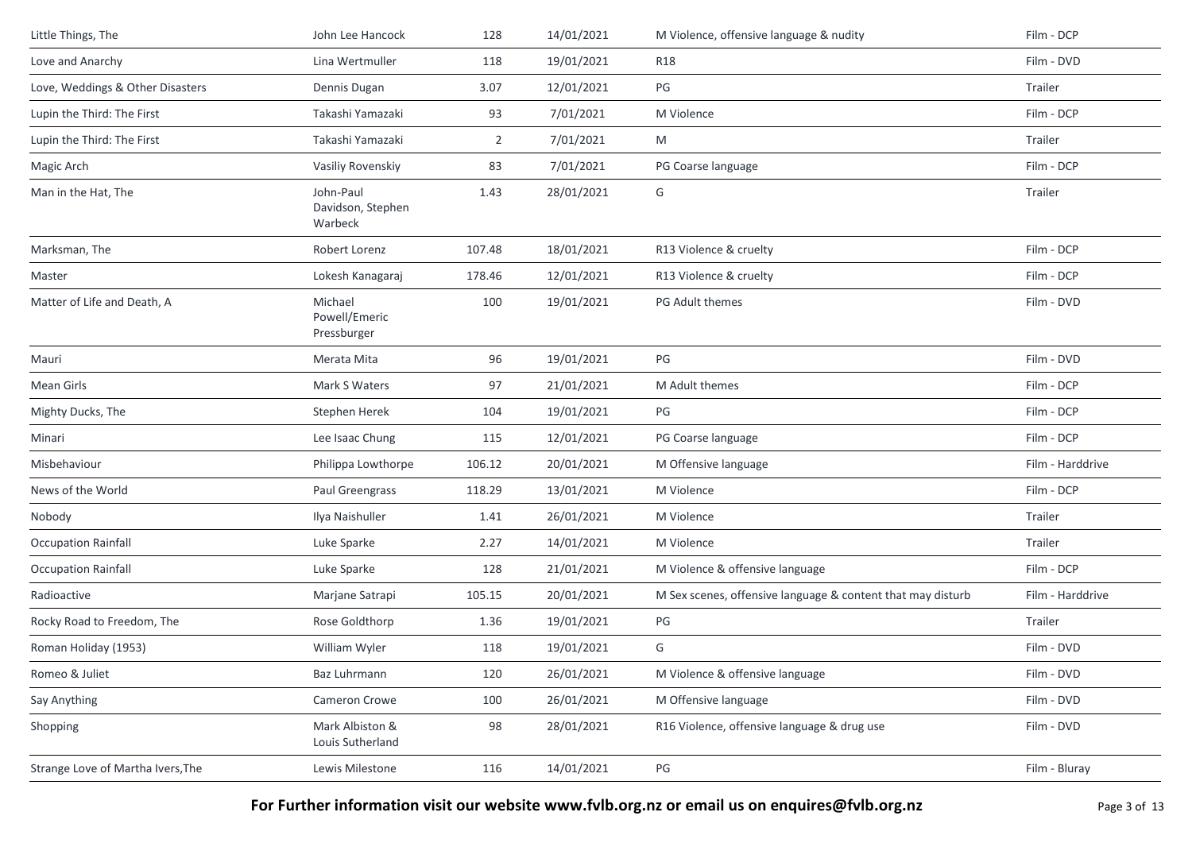| Little Things, The | John Lee Hancock | 128 | 14/01/2021 | M Violence, offensive language & nudity | Film - DCP |
|---|---|---|---|---|---|
| Love and Anarchy | Lina Wertmuller | 118 | 19/01/2021 | R18 | Film - DVD |
| Love, Weddings & Other Disasters | Dennis Dugan | 3.07 | 12/01/2021 | PG | Trailer |
| Lupin the Third: The First | Takashi Yamazaki | 93 | 7/01/2021 | M Violence | Film - DCP |
| Lupin the Third: The First | Takashi Yamazaki | 2 | 7/01/2021 | M | Trailer |
| Magic Arch | Vasiliy Rovenskiy | 83 | 7/01/2021 | PG Coarse language | Film - DCP |
| Man in the Hat, The | John-Paul Davidson, Stephen Warbeck | 1.43 | 28/01/2021 | G | Trailer |
| Marksman, The | Robert Lorenz | 107.48 | 18/01/2021 | R13 Violence & cruelty | Film - DCP |
| Master | Lokesh Kanagaraj | 178.46 | 12/01/2021 | R13 Violence & cruelty | Film - DCP |
| Matter of Life and Death, A | Michael Powell/Emeric Pressburger | 100 | 19/01/2021 | PG Adult themes | Film - DVD |
| Mauri | Merata Mita | 96 | 19/01/2021 | PG | Film - DVD |
| Mean Girls | Mark S Waters | 97 | 21/01/2021 | M Adult themes | Film - DCP |
| Mighty Ducks, The | Stephen Herek | 104 | 19/01/2021 | PG | Film - DCP |
| Minari | Lee Isaac Chung | 115 | 12/01/2021 | PG Coarse language | Film - DCP |
| Misbehaviour | Philippa Lowthorpe | 106.12 | 20/01/2021 | M Offensive language | Film - Harddrive |
| News of the World | Paul Greengrass | 118.29 | 13/01/2021 | M Violence | Film - DCP |
| Nobody | Ilya Naishuller | 1.41 | 26/01/2021 | M Violence | Trailer |
| Occupation Rainfall | Luke Sparke | 2.27 | 14/01/2021 | M Violence | Trailer |
| Occupation Rainfall | Luke Sparke | 128 | 21/01/2021 | M Violence & offensive language | Film - DCP |
| Radioactive | Marjane Satrapi | 105.15 | 20/01/2021 | M Sex scenes, offensive language & content that may disturb | Film - Harddrive |
| Rocky Road to Freedom, The | Rose Goldthorp | 1.36 | 19/01/2021 | PG | Trailer |
| Roman Holiday (1953) | William Wyler | 118 | 19/01/2021 | G | Film - DVD |
| Romeo & Juliet | Baz Luhrmann | 120 | 26/01/2021 | M Violence & offensive language | Film - DVD |
| Say Anything | Cameron Crowe | 100 | 26/01/2021 | M Offensive language | Film - DVD |
| Shopping | Mark Albiston & Louis Sutherland | 98 | 28/01/2021 | R16 Violence, offensive language & drug use | Film - DVD |
| Strange Love of Martha Ivers,The | Lewis Milestone | 116 | 14/01/2021 | PG | Film - Bluray |

**For Further information visit our website www.fvlb.org.nz or email us on enquires@fvlb.org.nz**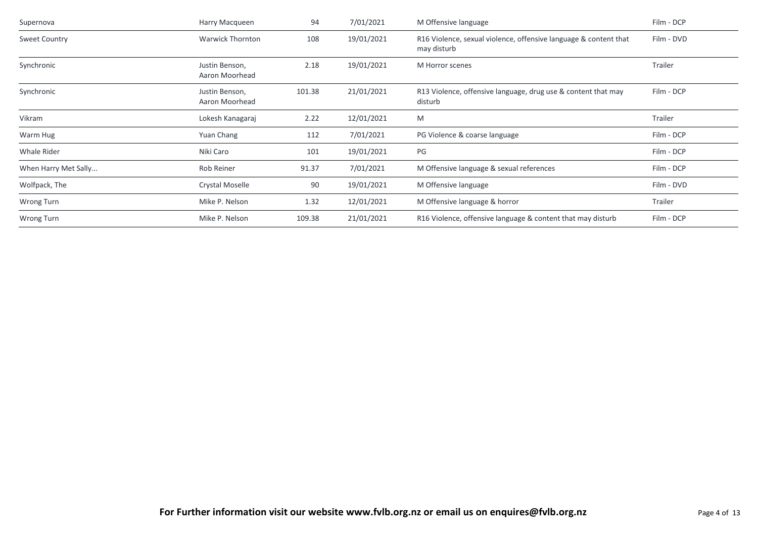| | | | | | |
|---|---|---|---|---|---|
| Supernova | Harry Macqueen | 94 | 7/01/2021 | M Offensive language | Film - DCP |
| Sweet Country | Warwick Thornton | 108 | 19/01/2021 | R16 Violence, sexual violence, offensive language & content that may disturb | Film - DVD |
| Synchronic | Justin Benson, Aaron Moorhead | 2.18 | 19/01/2021 | M Horror scenes | Trailer |
| Synchronic | Justin Benson, Aaron Moorhead | 101.38 | 21/01/2021 | R13 Violence, offensive language, drug use & content that may disturb | Film - DCP |
| Vikram | Lokesh Kanagaraj | 2.22 | 12/01/2021 | M | Trailer |
| Warm Hug | Yuan Chang | 112 | 7/01/2021 | PG Violence & coarse language | Film - DCP |
| Whale Rider | Niki Caro | 101 | 19/01/2021 | PG | Film - DCP |
| When Harry Met Sally... | Rob Reiner | 91.37 | 7/01/2021 | M Offensive language & sexual references | Film - DCP |
| Wolfpack, The | Crystal Moselle | 90 | 19/01/2021 | M Offensive language | Film - DVD |
| Wrong Turn | Mike P. Nelson | 1.32 | 12/01/2021 | M Offensive language & horror | Trailer |
| Wrong Turn | Mike P. Nelson | 109.38 | 21/01/2021 | R16 Violence, offensive language & content that may disturb | Film - DCP |

**For Further information visit our website www.fvlb.org.nz or email us on enquires@fvlb.org.nz**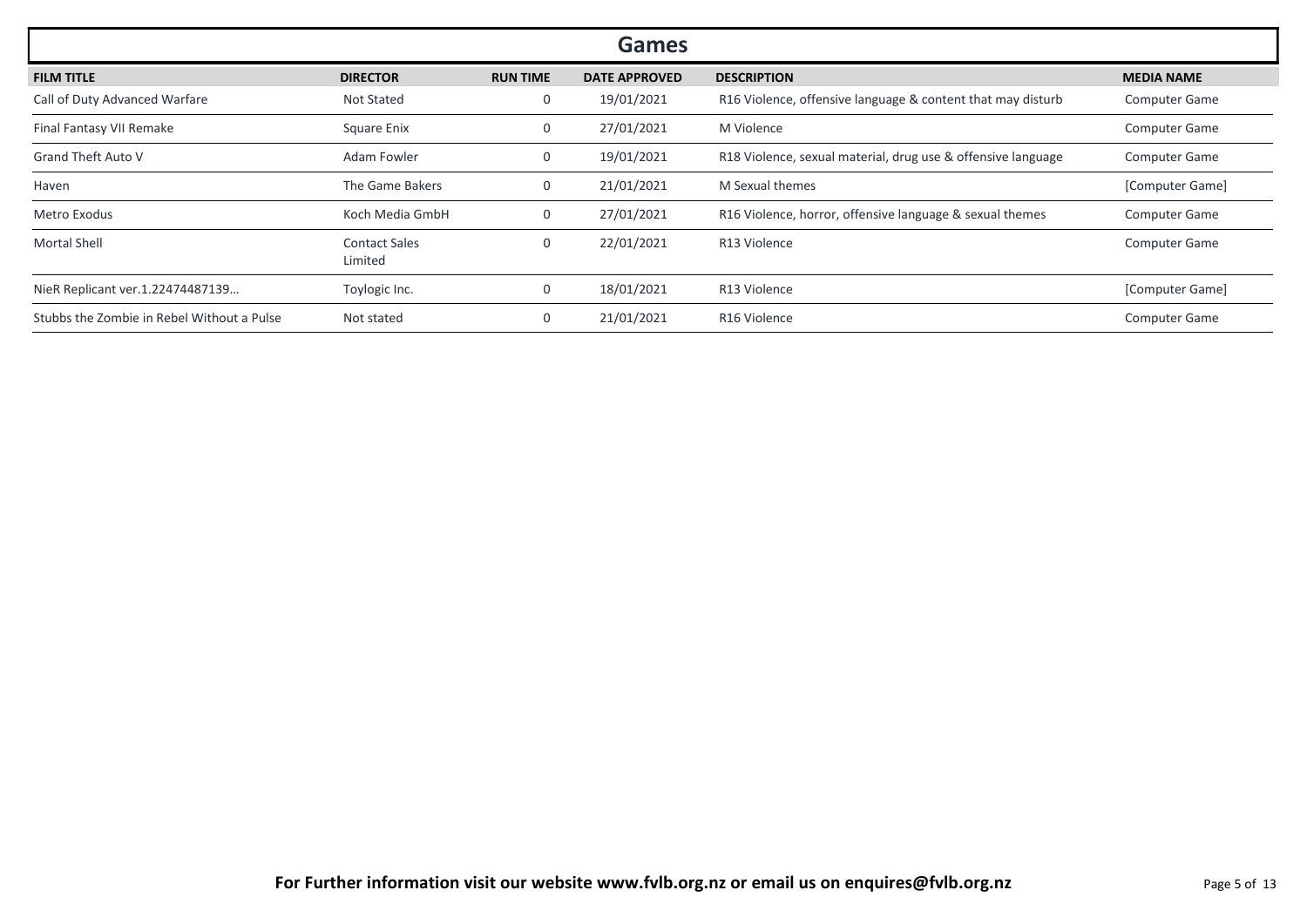## Games

| FILM TITLE | DIRECTOR | RUN TIME | DATE APPROVED | DESCRIPTION | MEDIA NAME |
|---|---|---|---|---|---|
| Call of Duty Advanced Warfare | Not Stated | 0 | 19/01/2021 | R16 Violence, offensive language & content that may disturb | Computer Game |
| Final Fantasy VII Remake | Square Enix | 0 | 27/01/2021 | M Violence | Computer Game |
| Grand Theft Auto V | Adam Fowler | 0 | 19/01/2021 | R18 Violence, sexual material, drug use & offensive language | Computer Game |
| Haven | The Game Bakers | 0 | 21/01/2021 | M Sexual themes | [Computer Game] |
| Metro Exodus | Koch Media GmbH | 0 | 27/01/2021 | R16 Violence, horror, offensive language & sexual themes | Computer Game |
| Mortal Shell | Contact Sales Limited | 0 | 22/01/2021 | R13 Violence | Computer Game |
| NieR Replicant ver.1.22474487139… | Toylogic Inc. | 0 | 18/01/2021 | R13 Violence | [Computer Game] |
| Stubbs the Zombie in Rebel Without a Pulse | Not stated | 0 | 21/01/2021 | R16 Violence | Computer Game |

**For Further information visit our website www.fvlb.org.nz or email us on enquires@fvlb.org.nz**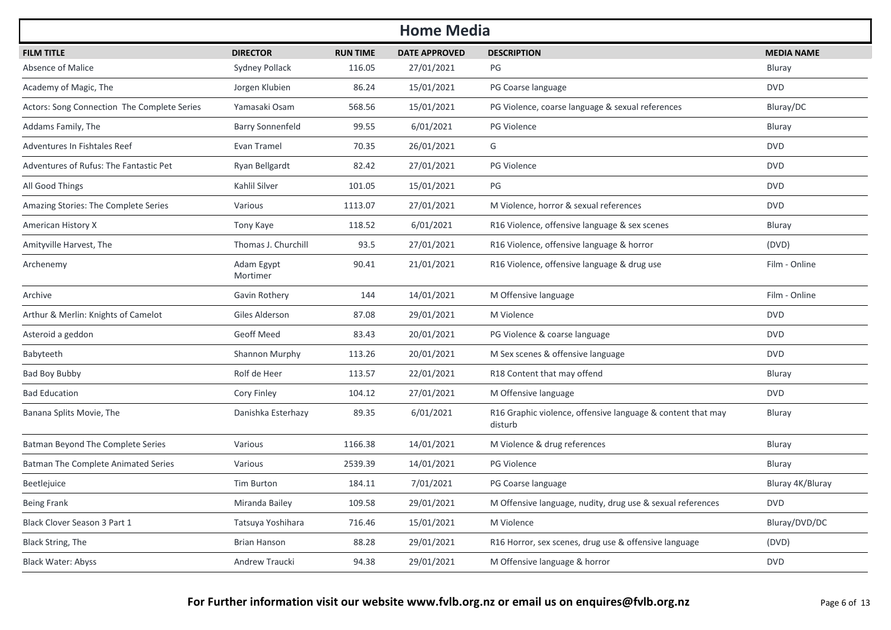## Home Media

| FILM TITLE | DIRECTOR | RUN TIME | DATE APPROVED | DESCRIPTION | MEDIA NAME |
|---|---|---|---|---|---|
| Absence of Malice | Sydney Pollack | 116.05 | 27/01/2021 | PG | Bluray |
| Academy of Magic, The | Jorgen Klubien | 86.24 | 15/01/2021 | PG Coarse language | DVD |
| Actors: Song Connection The Complete Series | Yamasaki Osam | 568.56 | 15/01/2021 | PG Violence, coarse language & sexual references | Bluray/DC |
| Addams Family, The | Barry Sonnenfeld | 99.55 | 6/01/2021 | PG Violence | Bluray |
| Adventures In Fishtales Reef | Evan Tramel | 70.35 | 26/01/2021 | G | DVD |
| Adventures of Rufus: The Fantastic Pet | Ryan Bellgardt | 82.42 | 27/01/2021 | PG Violence | DVD |
| All Good Things | Kahlil Silver | 101.05 | 15/01/2021 | PG | DVD |
| Amazing Stories: The Complete Series | Various | 1113.07 | 27/01/2021 | M Violence, horror & sexual references | DVD |
| American History X | Tony Kaye | 118.52 | 6/01/2021 | R16 Violence, offensive language & sex scenes | Bluray |
| Amityville Harvest, The | Thomas J. Churchill | 93.5 | 27/01/2021 | R16 Violence, offensive language & horror | (DVD) |
| Archenemy | Adam Egypt Mortimer | 90.41 | 21/01/2021 | R16 Violence, offensive language & drug use | Film - Online |
| Archive | Gavin Rothery | 144 | 14/01/2021 | M Offensive language | Film - Online |
| Arthur & Merlin: Knights of Camelot | Giles Alderson | 87.08 | 29/01/2021 | M Violence | DVD |
| Asteroid a geddon | Geoff Meed | 83.43 | 20/01/2021 | PG Violence & coarse language | DVD |
| Babyteeth | Shannon Murphy | 113.26 | 20/01/2021 | M Sex scenes & offensive language | DVD |
| Bad Boy Bubby | Rolf de Heer | 113.57 | 22/01/2021 | R18 Content that may offend | Bluray |
| Bad Education | Cory Finley | 104.12 | 27/01/2021 | M Offensive language | DVD |
| Banana Splits Movie, The | Danishka Esterhazy | 89.35 | 6/01/2021 | R16 Graphic violence, offensive language & content that may disturb | Bluray |
| Batman Beyond The Complete Series | Various | 1166.38 | 14/01/2021 | M Violence & drug references | Bluray |
| Batman The Complete Animated Series | Various | 2539.39 | 14/01/2021 | PG Violence | Bluray |
| Beetlejuice | Tim Burton | 184.11 | 7/01/2021 | PG Coarse language | Bluray 4K/Bluray |
| Being Frank | Miranda Bailey | 109.58 | 29/01/2021 | M Offensive language, nudity, drug use & sexual references | DVD |
| Black Clover Season 3 Part 1 | Tatsuya Yoshihara | 716.46 | 15/01/2021 | M Violence | Bluray/DVD/DC |
| Black String, The | Brian Hanson | 88.28 | 29/01/2021 | R16 Horror, sex scenes, drug use & offensive language | (DVD) |
| Black Water: Abyss | Andrew Traucki | 94.38 | 29/01/2021 | M Offensive language & horror | DVD |

**For Further information visit our website www.fvlb.org.nz or email us on enquires@fvlb.org.nz**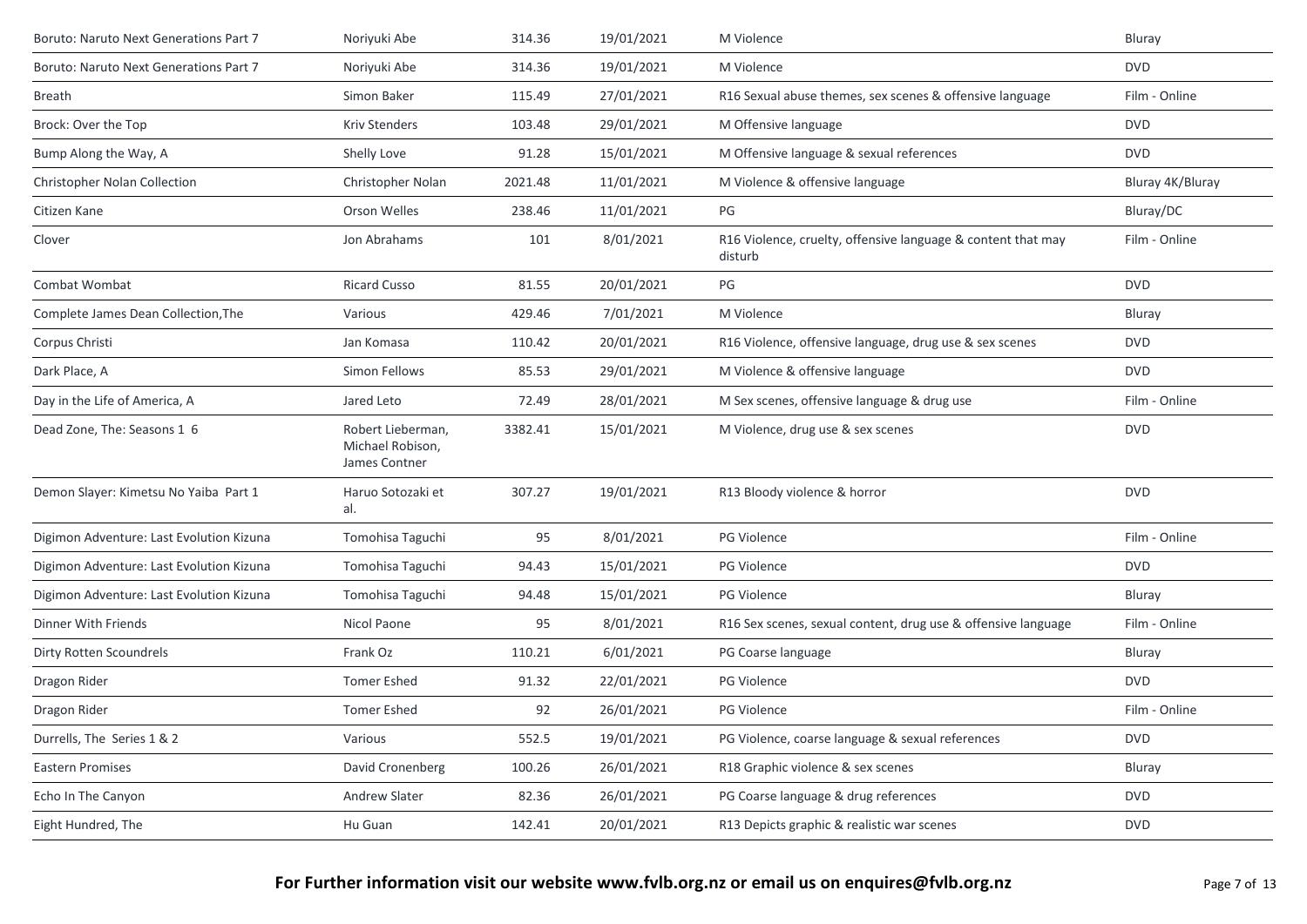| | | | | | |
|---|---|---|---|---|---|
| Boruto: Naruto Next Generations Part 7 | Noriyuki Abe | 314.36 | 19/01/2021 | M Violence | Bluray |
| Boruto: Naruto Next Generations Part 7 | Noriyuki Abe | 314.36 | 19/01/2021 | M Violence | DVD |
| Breath | Simon Baker | 115.49 | 27/01/2021 | R16 Sexual abuse themes, sex scenes & offensive language | Film - Online |
| Brock: Over the Top | Kriv Stenders | 103.48 | 29/01/2021 | M Offensive language | DVD |
| Bump Along the Way, A | Shelly Love | 91.28 | 15/01/2021 | M Offensive language & sexual references | DVD |
| Christopher Nolan Collection | Christopher Nolan | 2021.48 | 11/01/2021 | M Violence & offensive language | Bluray 4K/Bluray |
| Citizen Kane | Orson Welles | 238.46 | 11/01/2021 | PG | Bluray/DC |
| Clover | Jon Abrahams | 101 | 8/01/2021 | R16 Violence, cruelty, offensive language & content that may disturb | Film - Online |
| Combat Wombat | Ricard Cusso | 81.55 | 20/01/2021 | PG | DVD |
| Complete James Dean Collection,The | Various | 429.46 | 7/01/2021 | M Violence | Bluray |
| Corpus Christi | Jan Komasa | 110.42 | 20/01/2021 | R16 Violence, offensive language, drug use & sex scenes | DVD |
| Dark Place, A | Simon Fellows | 85.53 | 29/01/2021 | M Violence & offensive language | DVD |
| Day in the Life of America, A | Jared Leto | 72.49 | 28/01/2021 | M Sex scenes, offensive language & drug use | Film - Online |
| Dead Zone, The: Seasons 1 6 | Robert Lieberman, Michael Robison, James Contner | 3382.41 | 15/01/2021 | M Violence, drug use & sex scenes | DVD |
| Demon Slayer: Kimetsu No Yaiba Part 1 | Haruo Sotozaki et al. | 307.27 | 19/01/2021 | R13 Bloody violence & horror | DVD |
| Digimon Adventure: Last Evolution Kizuna | Tomohisa Taguchi | 95 | 8/01/2021 | PG Violence | Film - Online |
| Digimon Adventure: Last Evolution Kizuna | Tomohisa Taguchi | 94.43 | 15/01/2021 | PG Violence | DVD |
| Digimon Adventure: Last Evolution Kizuna | Tomohisa Taguchi | 94.48 | 15/01/2021 | PG Violence | Bluray |
| Dinner With Friends | Nicol Paone | 95 | 8/01/2021 | R16 Sex scenes, sexual content, drug use & offensive language | Film - Online |
| Dirty Rotten Scoundrels | Frank Oz | 110.21 | 6/01/2021 | PG Coarse language | Bluray |
| Dragon Rider | Tomer Eshed | 91.32 | 22/01/2021 | PG Violence | DVD |
| Dragon Rider | Tomer Eshed | 92 | 26/01/2021 | PG Violence | Film - Online |
| Durrells, The Series 1 & 2 | Various | 552.5 | 19/01/2021 | PG Violence, coarse language & sexual references | DVD |
| Eastern Promises | David Cronenberg | 100.26 | 26/01/2021 | R18 Graphic violence & sex scenes | Bluray |
| Echo In The Canyon | Andrew Slater | 82.36 | 26/01/2021 | PG Coarse language & drug references | DVD |
| Eight Hundred, The | Hu Guan | 142.41 | 20/01/2021 | R13 Depicts graphic & realistic war scenes | DVD |

**For Further information visit our website www.fvlb.org.nz or email us on enquires@fvlb.org.nz**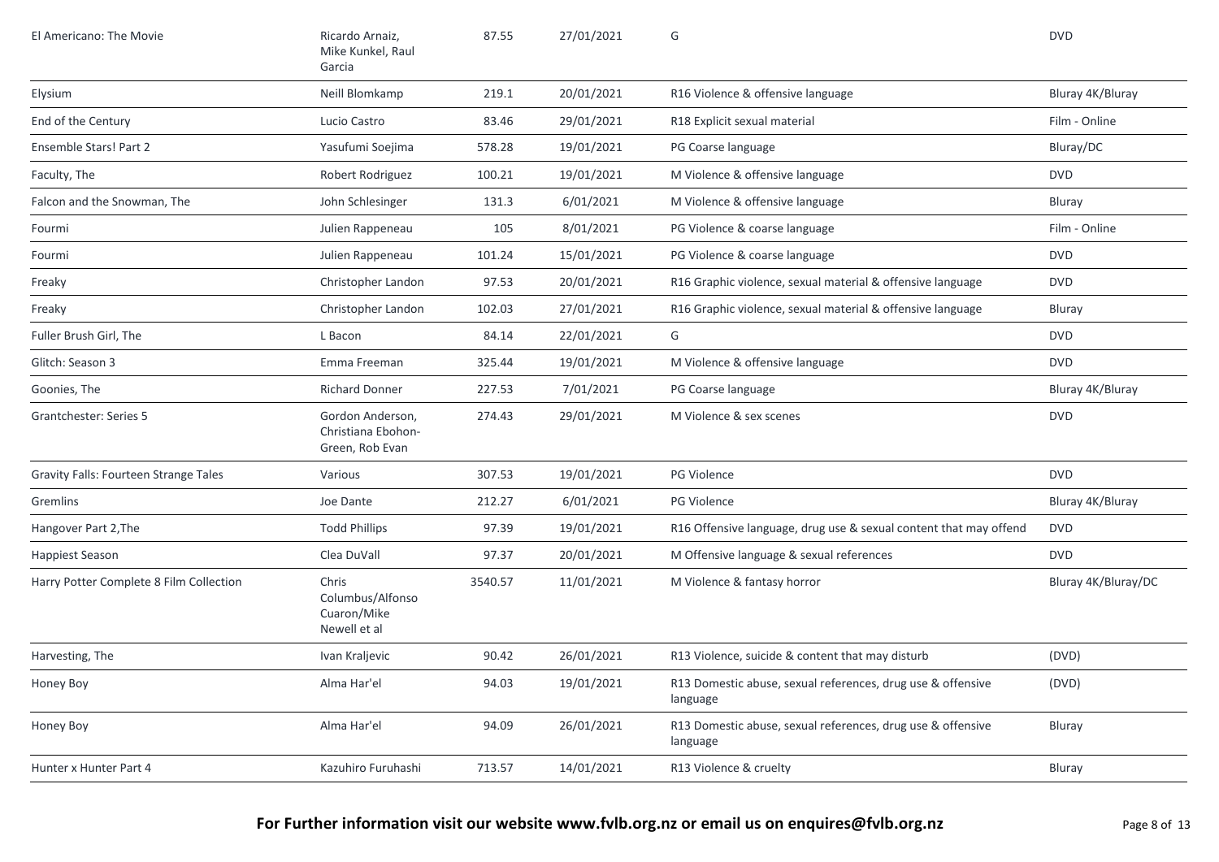| | | | | | |
|---|---|---|---|---|---|
| El Americano: The Movie | Ricardo Arnaiz, Mike Kunkel, Raul Garcia | 87.55 | 27/01/2021 | G | DVD |
| Elysium | Neill Blomkamp | 219.1 | 20/01/2021 | R16 Violence & offensive language | Bluray 4K/Bluray |
| End of the Century | Lucio Castro | 83.46 | 29/01/2021 | R18 Explicit sexual material | Film - Online |
| Ensemble Stars! Part 2 | Yasufumi Soejima | 578.28 | 19/01/2021 | PG Coarse language | Bluray/DC |
| Faculty, The | Robert Rodriguez | 100.21 | 19/01/2021 | M Violence & offensive language | DVD |
| Falcon and the Snowman, The | John Schlesinger | 131.3 | 6/01/2021 | M Violence & offensive language | Bluray |
| Fourmi | Julien Rappeneau | 105 | 8/01/2021 | PG Violence & coarse language | Film - Online |
| Fourmi | Julien Rappeneau | 101.24 | 15/01/2021 | PG Violence & coarse language | DVD |
| Freaky | Christopher Landon | 97.53 | 20/01/2021 | R16 Graphic violence, sexual material & offensive language | DVD |
| Freaky | Christopher Landon | 102.03 | 27/01/2021 | R16 Graphic violence, sexual material & offensive language | Bluray |
| Fuller Brush Girl, The | L Bacon | 84.14 | 22/01/2021 | G | DVD |
| Glitch: Season 3 | Emma Freeman | 325.44 | 19/01/2021 | M Violence & offensive language | DVD |
| Goonies, The | Richard Donner | 227.53 | 7/01/2021 | PG Coarse language | Bluray 4K/Bluray |
| Grantchester: Series 5 | Gordon Anderson, Christiana Ebohon-Green, Rob Evan | 274.43 | 29/01/2021 | M Violence & sex scenes | DVD |
| Gravity Falls: Fourteen Strange Tales | Various | 307.53 | 19/01/2021 | PG Violence | DVD |
| Gremlins | Joe Dante | 212.27 | 6/01/2021 | PG Violence | Bluray 4K/Bluray |
| Hangover Part 2,The | Todd Phillips | 97.39 | 19/01/2021 | R16 Offensive language, drug use & sexual content that may offend | DVD |
| Happiest Season | Clea DuVall | 97.37 | 20/01/2021 | M Offensive language & sexual references | DVD |
| Harry Potter Complete 8 Film Collection | Chris Columbus/Alfonso Cuaron/Mike Newell et al | 3540.57 | 11/01/2021 | M Violence & fantasy horror | Bluray 4K/Bluray/DC |
| Harvesting, The | Ivan Kraljevic | 90.42 | 26/01/2021 | R13 Violence, suicide & content that may disturb | (DVD) |
| Honey Boy | Alma Har'el | 94.03 | 19/01/2021 | R13 Domestic abuse, sexual references, drug use & offensive language | (DVD) |
| Honey Boy | Alma Har'el | 94.09 | 26/01/2021 | R13 Domestic abuse, sexual references, drug use & offensive language | Bluray |
| Hunter x Hunter Part 4 | Kazuhiro Furuhashi | 713.57 | 14/01/2021 | R13 Violence & cruelty | Bluray |

**For Further information visit our website www.fvlb.org.nz or email us on enquires@fvlb.org.nz**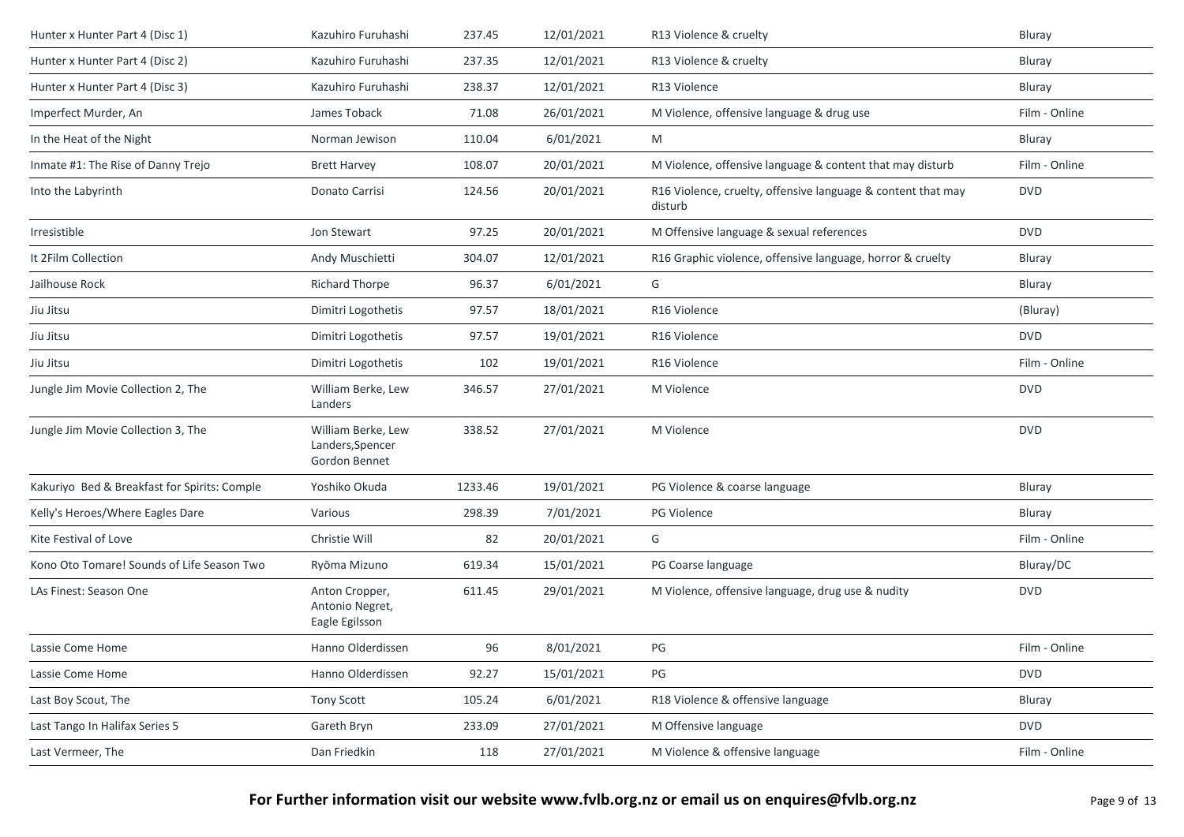| | | | | | |
|---|---|---|---|---|---|
| Hunter x Hunter Part 4 (Disc 1) | Kazuhiro Furuhashi | 237.45 | 12/01/2021 | R13 Violence & cruelty | Bluray |
| Hunter x Hunter Part 4 (Disc 2) | Kazuhiro Furuhashi | 237.35 | 12/01/2021 | R13 Violence & cruelty | Bluray |
| Hunter x Hunter Part 4 (Disc 3) | Kazuhiro Furuhashi | 238.37 | 12/01/2021 | R13 Violence | Bluray |
| Imperfect Murder, An | James Toback | 71.08 | 26/01/2021 | M Violence, offensive language & drug use | Film - Online |
| In the Heat of the Night | Norman Jewison | 110.04 | 6/01/2021 | M | Bluray |
| Inmate #1: The Rise of Danny Trejo | Brett Harvey | 108.07 | 20/01/2021 | M Violence, offensive language & content that may disturb | Film - Online |
| Into the Labyrinth | Donato Carrisi | 124.56 | 20/01/2021 | R16 Violence, cruelty, offensive language & content that may disturb | DVD |
| Irresistible | Jon Stewart | 97.25 | 20/01/2021 | M Offensive language & sexual references | DVD |
| It 2Film Collection | Andy Muschietti | 304.07 | 12/01/2021 | R16 Graphic violence, offensive language, horror & cruelty | Bluray |
| Jailhouse Rock | Richard Thorpe | 96.37 | 6/01/2021 | G | Bluray |
| Jiu Jitsu | Dimitri Logothetis | 97.57 | 18/01/2021 | R16 Violence | (Bluray) |
| Jiu Jitsu | Dimitri Logothetis | 97.57 | 19/01/2021 | R16 Violence | DVD |
| Jiu Jitsu | Dimitri Logothetis | 102 | 19/01/2021 | R16 Violence | Film - Online |
| Jungle Jim Movie Collection 2, The | William Berke, Lew Landers | 346.57 | 27/01/2021 | M Violence | DVD |
| Jungle Jim Movie Collection 3, The | William Berke, Lew Landers,Spencer Gordon Bennet | 338.52 | 27/01/2021 | M Violence | DVD |
| Kakuriyo Bed & Breakfast for Spirits: Comple | Yoshiko Okuda | 1233.46 | 19/01/2021 | PG Violence & coarse language | Bluray |
| Kelly's Heroes/Where Eagles Dare | Various | 298.39 | 7/01/2021 | PG Violence | Bluray |
| Kite Festival of Love | Christie Will | 82 | 20/01/2021 | G | Film - Online |
| Kono Oto Tomare! Sounds of Life Season Two | Ryōma Mizuno | 619.34 | 15/01/2021 | PG Coarse language | Bluray/DC |
| LAs Finest: Season One | Anton Cropper, Antonio Negret, Eagle Egilsson | 611.45 | 29/01/2021 | M Violence, offensive language, drug use & nudity | DVD |
| Lassie Come Home | Hanno Olderdissen | 96 | 8/01/2021 | PG | Film - Online |
| Lassie Come Home | Hanno Olderdissen | 92.27 | 15/01/2021 | PG | DVD |
| Last Boy Scout, The | Tony Scott | 105.24 | 6/01/2021 | R18 Violence & offensive language | Bluray |
| Last Tango In Halifax Series 5 | Gareth Bryn | 233.09 | 27/01/2021 | M Offensive language | DVD |
| Last Vermeer, The | Dan Friedkin | 118 | 27/01/2021 | M Violence & offensive language | Film - Online |

**For Further information visit our website www.fvlb.org.nz or email us on enquires@fvlb.org.nz**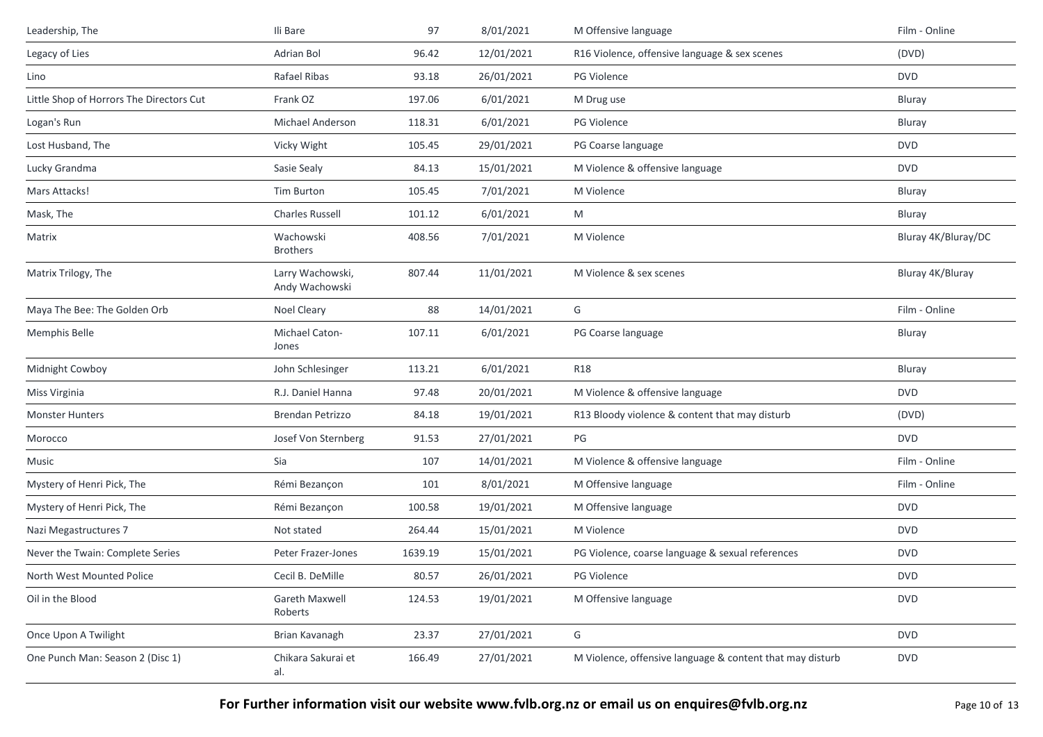| | | | | | |
|---|---|---|---|---|---|
| Leadership, The | Ili Bare | 97 | 8/01/2021 | M Offensive language | Film - Online |
| Legacy of Lies | Adrian Bol | 96.42 | 12/01/2021 | R16 Violence, offensive language & sex scenes | (DVD) |
| Lino | Rafael Ribas | 93.18 | 26/01/2021 | PG Violence | DVD |
| Little Shop of Horrors The Directors Cut | Frank OZ | 197.06 | 6/01/2021 | M Drug use | Bluray |
| Logan's Run | Michael Anderson | 118.31 | 6/01/2021 | PG Violence | Bluray |
| Lost Husband, The | Vicky Wight | 105.45 | 29/01/2021 | PG Coarse language | DVD |
| Lucky Grandma | Sasie Sealy | 84.13 | 15/01/2021 | M Violence & offensive language | DVD |
| Mars Attacks! | Tim Burton | 105.45 | 7/01/2021 | M Violence | Bluray |
| Mask, The | Charles Russell | 101.12 | 6/01/2021 | M | Bluray |
| Matrix | Wachowski Brothers | 408.56 | 7/01/2021 | M Violence | Bluray 4K/Bluray/DC |
| Matrix Trilogy, The | Larry Wachowski, Andy Wachowski | 807.44 | 11/01/2021 | M Violence & sex scenes | Bluray 4K/Bluray |
| Maya The Bee: The Golden Orb | Noel Cleary | 88 | 14/01/2021 | G | Film - Online |
| Memphis Belle | Michael Caton-Jones | 107.11 | 6/01/2021 | PG Coarse language | Bluray |
| Midnight Cowboy | John Schlesinger | 113.21 | 6/01/2021 | R18 | Bluray |
| Miss Virginia | R.J. Daniel Hanna | 97.48 | 20/01/2021 | M Violence & offensive language | DVD |
| Monster Hunters | Brendan Petrizzo | 84.18 | 19/01/2021 | R13 Bloody violence & content that may disturb | (DVD) |
| Morocco | Josef Von Sternberg | 91.53 | 27/01/2021 | PG | DVD |
| Music | Sia | 107 | 14/01/2021 | M Violence & offensive language | Film - Online |
| Mystery of Henri Pick, The | Rémi Bezançon | 101 | 8/01/2021 | M Offensive language | Film - Online |
| Mystery of Henri Pick, The | Rémi Bezançon | 100.58 | 19/01/2021 | M Offensive language | DVD |
| Nazi Megastructures 7 | Not stated | 264.44 | 15/01/2021 | M Violence | DVD |
| Never the Twain: Complete Series | Peter Frazer-Jones | 1639.19 | 15/01/2021 | PG Violence, coarse language & sexual references | DVD |
| North West Mounted Police | Cecil B. DeMille | 80.57 | 26/01/2021 | PG Violence | DVD |
| Oil in the Blood | Gareth Maxwell Roberts | 124.53 | 19/01/2021 | M Offensive language | DVD |
| Once Upon A Twilight | Brian Kavanagh | 23.37 | 27/01/2021 | G | DVD |
| One Punch Man: Season 2 (Disc 1) | Chikara Sakurai et al. | 166.49 | 27/01/2021 | M Violence, offensive language & content that may disturb | DVD |

**For Further information visit our website www.fvlb.org.nz or email us on enquires@fvlb.org.nz**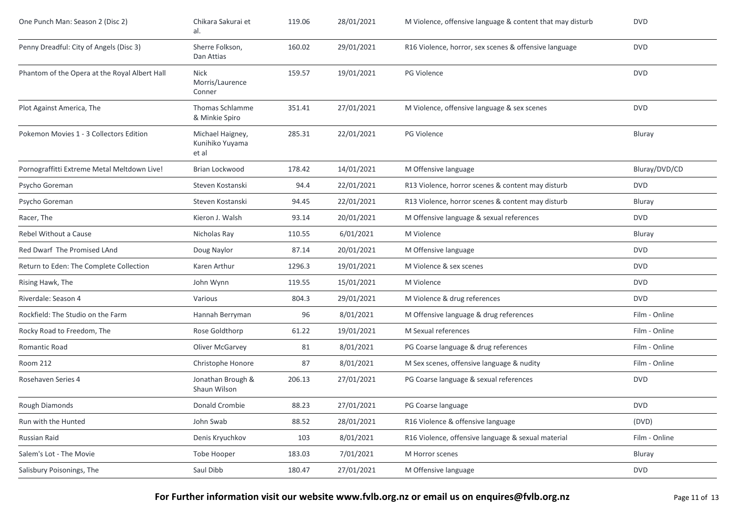| | | | | | |
|---|---|---|---|---|---|
| One Punch Man: Season 2 (Disc 2) | Chikara Sakurai et al. | 119.06 | 28/01/2021 | M Violence, offensive language & content that may disturb | DVD |
| Penny Dreadful: City of Angels (Disc 3) | Sherre Folkson, Dan Attias | 160.02 | 29/01/2021 | R16 Violence, horror, sex scenes & offensive language | DVD |
| Phantom of the Opera at the Royal Albert Hall | Nick Morris/Laurence Conner | 159.57 | 19/01/2021 | PG Violence | DVD |
| Plot Against America, The | Thomas Schlamme & Minkie Spiro | 351.41 | 27/01/2021 | M Violence, offensive language & sex scenes | DVD |
| Pokemon Movies 1 - 3 Collectors Edition | Michael Haigney, Kunihiko Yuyama et al | 285.31 | 22/01/2021 | PG Violence | Bluray |
| Pornograffitti Extreme Metal Meltdown Live! | Brian Lockwood | 178.42 | 14/01/2021 | M Offensive language | Bluray/DVD/CD |
| Psycho Goreman | Steven Kostanski | 94.4 | 22/01/2021 | R13 Violence, horror scenes & content may disturb | DVD |
| Psycho Goreman | Steven Kostanski | 94.45 | 22/01/2021 | R13 Violence, horror scenes & content may disturb | Bluray |
| Racer, The | Kieron J. Walsh | 93.14 | 20/01/2021 | M Offensive language & sexual references | DVD |
| Rebel Without a Cause | Nicholas Ray | 110.55 | 6/01/2021 | M Violence | Bluray |
| Red Dwarf The Promised LAnd | Doug Naylor | 87.14 | 20/01/2021 | M Offensive language | DVD |
| Return to Eden: The Complete Collection | Karen Arthur | 1296.3 | 19/01/2021 | M Violence & sex scenes | DVD |
| Rising Hawk, The | John Wynn | 119.55 | 15/01/2021 | M Violence | DVD |
| Riverdale: Season 4 | Various | 804.3 | 29/01/2021 | M Violence & drug references | DVD |
| Rockfield: The Studio on the Farm | Hannah Berryman | 96 | 8/01/2021 | M Offensive language & drug references | Film - Online |
| Rocky Road to Freedom, The | Rose Goldthorp | 61.22 | 19/01/2021 | M Sexual references | Film - Online |
| Romantic Road | Oliver McGarvey | 81 | 8/01/2021 | PG Coarse language & drug references | Film - Online |
| Room 212 | Christophe Honore | 87 | 8/01/2021 | M Sex scenes, offensive language & nudity | Film - Online |
| Rosehaven Series 4 | Jonathan Brough & Shaun Wilson | 206.13 | 27/01/2021 | PG Coarse language & sexual references | DVD |
| Rough Diamonds | Donald Crombie | 88.23 | 27/01/2021 | PG Coarse language | DVD |
| Run with the Hunted | John Swab | 88.52 | 28/01/2021 | R16 Violence & offensive language | (DVD) |
| Russian Raid | Denis Kryuchkov | 103 | 8/01/2021 | R16 Violence, offensive language & sexual material | Film - Online |
| Salem's Lot - The Movie | Tobe Hooper | 183.03 | 7/01/2021 | M Horror scenes | Bluray |
| Salisbury Poisonings, The | Saul Dibb | 180.47 | 27/01/2021 | M Offensive language | DVD |

**For Further information visit our website www.fvlb.org.nz or email us on enquires@fvlb.org.nz**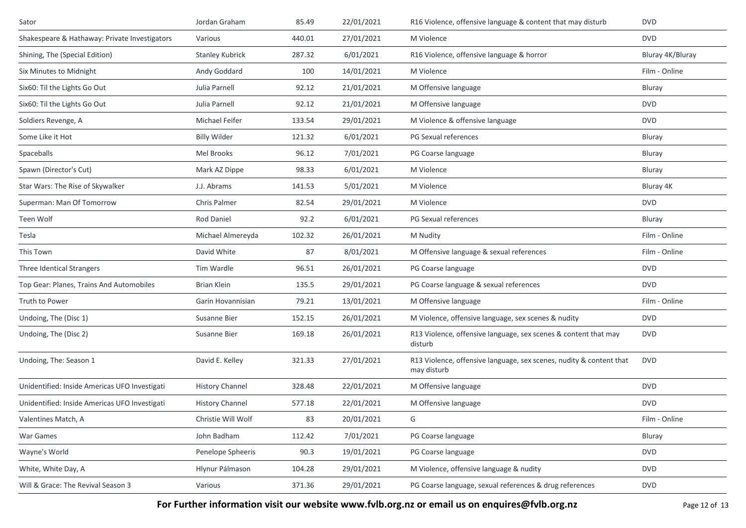| | | | | | |
|---|---|---|---|---|---|
| Sator | Jordan Graham | 85.49 | 22/01/2021 | R16 Violence, offensive language & content that may disturb | DVD |
| Shakespeare & Hathaway: Private Investigators | Various | 440.01 | 27/01/2021 | M Violence | DVD |
| Shining, The (Special Edition) | Stanley Kubrick | 287.32 | 6/01/2021 | R16 Violence, offensive language & horror | Bluray 4K/Bluray |
| Six Minutes to Midnight | Andy Goddard | 100 | 14/01/2021 | M Violence | Film - Online |
| Six60: Til the Lights Go Out | Julia Parnell | 92.12 | 21/01/2021 | M Offensive language | Bluray |
| Six60: Til the Lights Go Out | Julia Parnell | 92.12 | 21/01/2021 | M Offensive language | DVD |
| Soldiers Revenge, A | Michael Feifer | 133.54 | 29/01/2021 | M Violence & offensive language | DVD |
| Some Like it Hot | Billy Wilder | 121.32 | 6/01/2021 | PG Sexual references | Bluray |
| Spaceballs | Mel Brooks | 96.12 | 7/01/2021 | PG Coarse language | Bluray |
| Spawn (Director's Cut) | Mark AZ Dippe | 98.33 | 6/01/2021 | M Violence | Bluray |
| Star Wars: The Rise of Skywalker | J.J. Abrams | 141.53 | 5/01/2021 | M Violence | Bluray 4K |
| Superman: Man Of Tomorrow | Chris Palmer | 82.54 | 29/01/2021 | M Violence | DVD |
| Teen Wolf | Rod Daniel | 92.2 | 6/01/2021 | PG Sexual references | Bluray |
| Tesla | Michael Almereyda | 102.32 | 26/01/2021 | M Nudity | Film - Online |
| This Town | David White | 87 | 8/01/2021 | M Offensive language & sexual references | Film - Online |
| Three Identical Strangers | Tim Wardle | 96.51 | 26/01/2021 | PG Coarse language | DVD |
| Top Gear: Planes, Trains And Automobiles | Brian Klein | 135.5 | 29/01/2021 | PG Coarse language & sexual references | DVD |
| Truth to Power | Garin Hovannisian | 79.21 | 13/01/2021 | M Offensive language | Film - Online |
| Undoing, The (Disc 1) | Susanne Bier | 152.15 | 26/01/2021 | M Violence, offensive language, sex scenes & nudity | DVD |
| Undoing, The (Disc 2) | Susanne Bier | 169.18 | 26/01/2021 | R13 Violence, offensive language, sex scenes & content that may disturb | DVD |
| Undoing, The: Season 1 | David E. Kelley | 321.33 | 27/01/2021 | R13 Violence, offensive language, sex scenes, nudity & content that may disturb | DVD |
| Unidentified: Inside Americas UFO Investigati | History Channel | 328.48 | 22/01/2021 | M Offensive language | DVD |
| Unidentified: Inside Americas UFO Investigati | History Channel | 577.18 | 22/01/2021 | M Offensive language | DVD |
| Valentines Match, A | Christie Will Wolf | 83 | 20/01/2021 | G | Film - Online |
| War Games | John Badham | 112.42 | 7/01/2021 | PG Coarse language | Bluray |
| Wayne's World | Penelope Spheeris | 90.3 | 19/01/2021 | PG Coarse language | DVD |
| White, White Day, A | Hlynur Pálmason | 104.28 | 29/01/2021 | M Violence, offensive language & nudity | DVD |
| Will & Grace: The Revival Season 3 | Various | 371.36 | 29/01/2021 | PG Coarse language, sexual references & drug references | DVD |

**For Further information visit our website www.fvlb.org.nz or email us on enquires@fvlb.org.nz**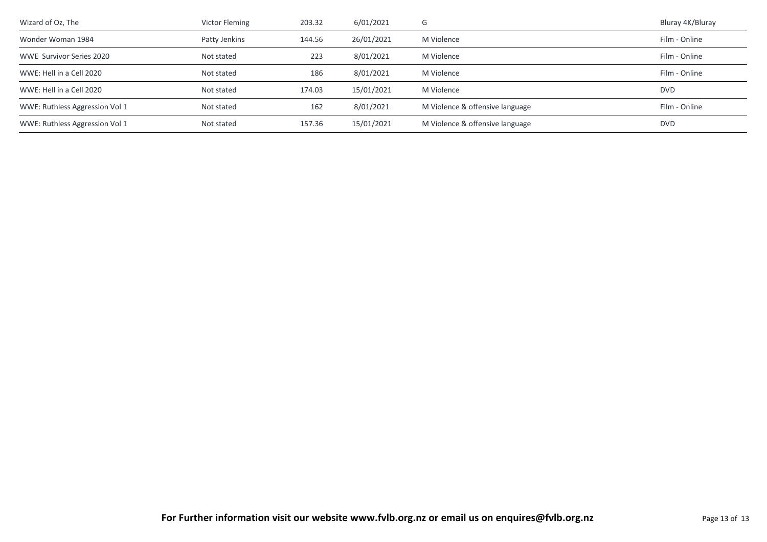| | | | | | |
|---|---|---|---|---|---|
| Wizard of Oz, The | Victor Fleming | 203.32 | 6/01/2021 | G | Bluray 4K/Bluray |
| Wonder Woman 1984 | Patty Jenkins | 144.56 | 26/01/2021 | M Violence | Film - Online |
| WWE Survivor Series 2020 | Not stated | 223 | 8/01/2021 | M Violence | Film - Online |
| WWE: Hell in a Cell 2020 | Not stated | 186 | 8/01/2021 | M Violence | Film - Online |
| WWE: Hell in a Cell 2020 | Not stated | 174.03 | 15/01/2021 | M Violence | DVD |
| WWE: Ruthless Aggression Vol 1 | Not stated | 162 | 8/01/2021 | M Violence & offensive language | Film - Online |
| WWE: Ruthless Aggression Vol 1 | Not stated | 157.36 | 15/01/2021 | M Violence & offensive language | DVD |

**For Further information visit our website www.fvlb.org.nz or email us on enquires@fvlb.org.nz**